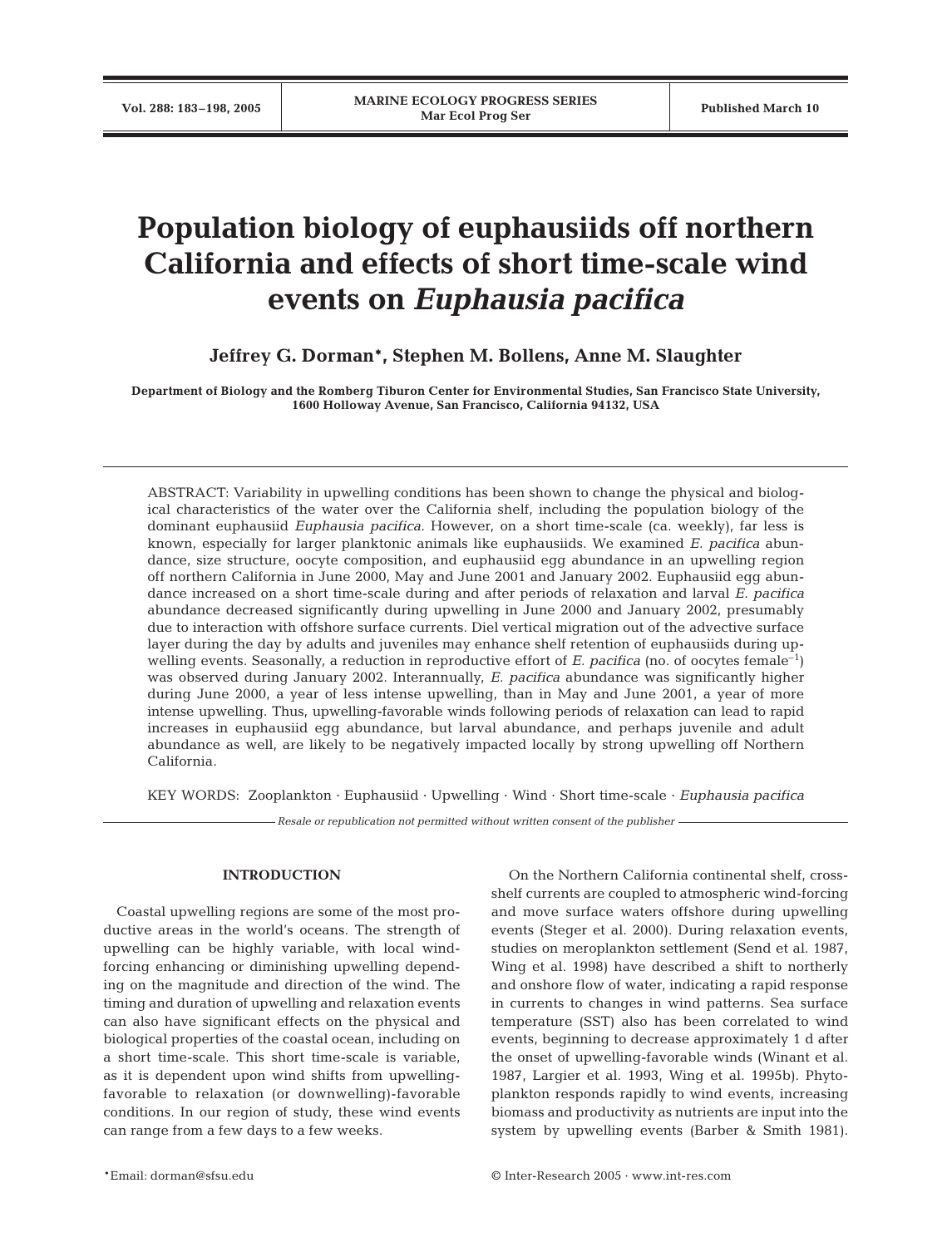# Population biology of euphausiids off northern California and effects of short time-scale wind events on *Euphausia pacifica*

**Jeffrey G. Dorman*, Stephen M. Bollens, Anne M. Slaughter**

**Department of Biology and the Romberg Tiburon Center for Environmental Studies, San Francisco State University, 1600 Holloway Avenue, San Francisco, California 94132, USA**

ABSTRACT: Variability in upwelling conditions has been shown to change the physical and biological characteristics of the water over the California shelf, including the population biology of the dominant euphausiid *Euphausia pacifica*. However, on a short time-scale (ca. weekly), far less is known, especially for larger planktonic animals like euphausiids. We examined *E. pacifica* abundance, size structure, oocyte composition, and euphausiid egg abundance in an upwelling region off northern California in June 2000, May and June 2001 and January 2002. Euphausiid egg abundance increased on a short time-scale during and after periods of relaxation and larval *E. pacifica* abundance decreased significantly during upwelling in June 2000 and January 2002, presumably due to interaction with offshore surface currents. Diel vertical migration out of the advective surface layer during the day by adults and juveniles may enhance shelf retention of euphausiids during upwelling events. Seasonally, a reduction in reproductive effort of *E. pacifica* (no. of oocytes female$^{-1}$) was observed during January 2002. Interannually, *E. pacifica* abundance was significantly higher during June 2000, a year of less intense upwelling, than in May and June 2001, a year of more intense upwelling. Thus, upwelling-favorable winds following periods of relaxation can lead to rapid increases in euphausiid egg abundance, but larval abundance, and perhaps juvenile and adult abundance as well, are likely to be negatively impacted locally by strong upwelling off Northern California.

KEY WORDS: Zooplankton · Euphausiid · Upwelling · Wind · Short time-scale · *Euphausia pacifica*

*Resale or republication not permitted without written consent of the publisher*

## INTRODUCTION

Coastal upwelling regions are some of the most productive areas in the world's oceans. The strength of upwelling can be highly variable, with local wind-forcing enhancing or diminishing upwelling depending on the magnitude and direction of the wind. The timing and duration of upwelling and relaxation events can also have significant effects on the physical and biological properties of the coastal ocean, including on a short time-scale. This short time-scale is variable, as it is dependent upon wind shifts from upwelling-favorable to relaxation (or downwelling)-favorable conditions. In our region of study, these wind events can range from a few days to a few weeks.

On the Northern California continental shelf, cross-shelf currents are coupled to atmospheric wind-forcing and move surface waters offshore during upwelling events (Steger et al. 2000). During relaxation events, studies on meroplankton settlement (Send et al. 1987, Wing et al. 1998) have described a shift to northerly and onshore flow of water, indicating a rapid response in currents to changes in wind patterns. Sea surface temperature (SST) also has been correlated to wind events, beginning to decrease approximately 1 d after the onset of upwelling-favorable winds (Winant et al. 1987, Largier et al. 1993, Wing et al. 1995b). Phytoplankton responds rapidly to wind events, increasing biomass and productivity as nutrients are input into the system by upwelling events (Barber & Smith 1981).

*Email: dorman@sfsu.edu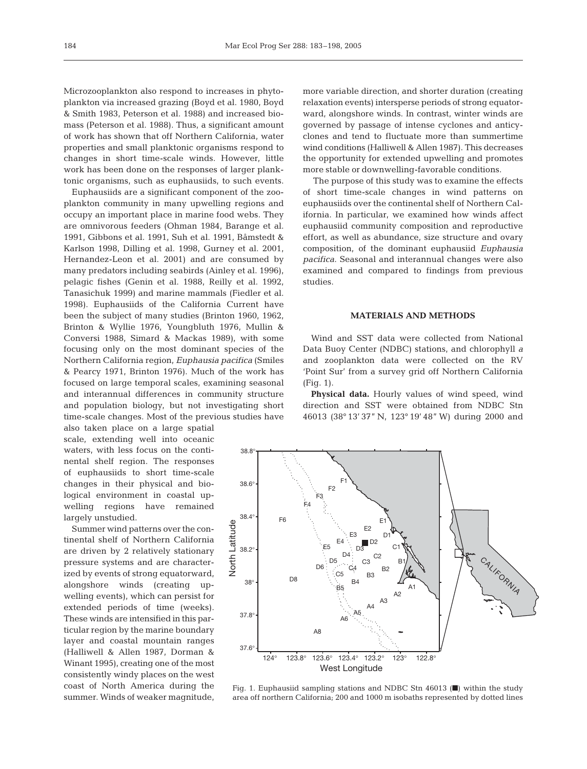Microzooplankton also respond to increases in phytoplankton via increased grazing (Boyd et al. 1980, Boyd & Smith 1983, Peterson et al. 1988) and increased biomass (Peterson et al. 1988). Thus, a significant amount of work has shown that off Northern California, water properties and small planktonic organisms respond to changes in short time-scale winds. However, little work has been done on the responses of larger planktonic organisms, such as euphausiids, to such events.

Euphausiids are a significant component of the zooplankton community in many upwelling regions and occupy an important place in marine food webs. They are omnivorous feeders (Ohman 1984, Barange et al. 1991, Gibbons et al. 1991, Suh et al. 1991, Båmstedt & Karlson 1998, Dilling et al. 1998, Gurney et al. 2001, Hernandez-Leon et al. 2001) and are consumed by many predators including seabirds (Ainley et al. 1996), pelagic fishes (Genin et al. 1988, Reilly et al. 1992, Tanasichuk 1999) and marine mammals (Fiedler et al. 1998). Euphausiids of the California Current have been the subject of many studies (Brinton 1960, 1962, Brinton & Wyllie 1976, Youngbluth 1976, Mullin & Conversi 1988, Simard & Mackas 1989), with some focusing only on the most dominant species of the Northern California region, *Euphausia pacifica* (Smiles & Pearcy 1971, Brinton 1976). Much of the work has focused on large temporal scales, examining seasonal and interannual differences in community structure and population biology, but not investigating short time-scale changes. Most of the previous studies have also taken place on a large spatial scale, extending well into oceanic waters, with less focus on the continental shelf region. The responses of euphausiids to short time-scale changes in their physical and biological environment in coastal upwelling regions have remained largely unstudied.

Summer wind patterns over the continental shelf of Northern California are driven by 2 relatively stationary pressure systems and are characterized by events of strong equatorward, alongshore winds (creating upwelling events), which can persist for extended periods of time (weeks). These winds are intensified in this particular region by the marine boundary layer and coastal mountain ranges (Halliwell & Allen 1987, Dorman & Winant 1995), creating one of the most consistently windy places on the west coast of North America during the summer. Winds of weaker magnitude, more variable direction, and shorter duration (creating relaxation events) intersperse periods of strong equatorward, alongshore winds. In contrast, winter winds are governed by passage of intense cyclones and anticyclones and tend to fluctuate more than summertime wind conditions (Halliwell & Allen 1987). This decreases the opportunity for extended upwelling and promotes more stable or downwelling-favorable conditions.

The purpose of this study was to examine the effects of short time-scale changes in wind patterns on euphausiids over the continental shelf of Northern California. In particular, we examined how winds affect euphausiid community composition and reproductive effort, as well as abundance, size structure and ovary composition, of the dominant euphausiid *Euphausia pacifica*. Seasonal and interannual changes were also examined and compared to findings from previous studies.

## MATERIALS AND METHODS

Wind and SST data were collected from National Data Buoy Center (NDBC) stations, and chlorophyll *a* and zooplankton data were collected on the RV 'Point Sur' from a survey grid off Northern California (Fig. 1).

**Physical data.** Hourly values of wind speed, wind direction and SST were obtained from NDBC Stn 46013 (38° 13′ 37″ N, 123° 19′ 48″ W) during 2000 and

Fig. 1. Euphausiid sampling stations and NDBC Stn 46013 (■) within the study area off northern California; 200 and 1000 m isobaths represented by dotted lines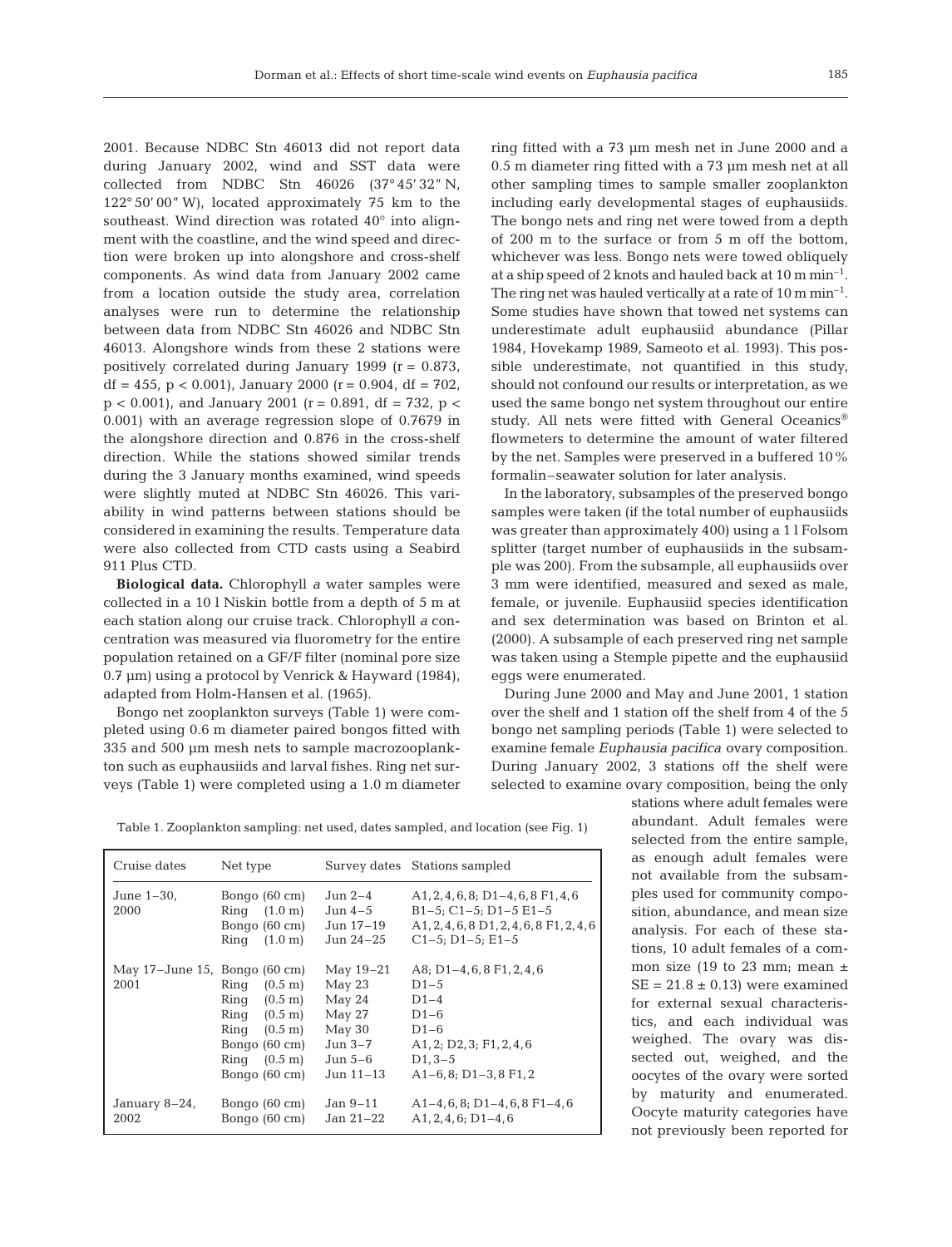2001. Because NDBC Stn 46013 did not report data during January 2002, wind and SST data were collected from NDBC Stn 46026 (37° 45' 32" N, 122° 50' 00" W), located approximately 75 km to the southeast. Wind direction was rotated 40° into alignment with the coastline, and the wind speed and direction were broken up into alongshore and cross-shelf components. As wind data from January 2002 came from a location outside the study area, correlation analyses were run to determine the relationship between data from NDBC Stn 46026 and NDBC Stn 46013. Alongshore winds from these 2 stations were positively correlated during January 1999 ($r = 0.873$, $df = 455$, $p < 0.001$), January 2000 ($r = 0.904$, $df = 702$, $p < 0.001$), and January 2001 ($r = 0.891$, $df = 732$, $p < 0.001$) with an average regression slope of 0.7679 in the alongshore direction and 0.876 in the cross-shelf direction. While the stations showed similar trends during the 3 January months examined, wind speeds were slightly muted at NDBC Stn 46026. This variability in wind patterns between stations should be considered in examining the results. Temperature data were also collected from CTD casts using a Seabird 911 Plus CTD.

**Biological data.** Chlorophyll *a* water samples were collected in a 10 l Niskin bottle from a depth of 5 m at each station along our cruise track. Chlorophyll *a* concentration was measured via fluorometry for the entire population retained on a GF/F filter (nominal pore size 0.7 µm) using a protocol by Venrick & Hayward (1984), adapted from Holm-Hansen et al. (1965).

Bongo net zooplankton surveys (Table 1) were completed using 0.6 m diameter paired bongos fitted with 335 and 500 µm mesh nets to sample macrozooplankton such as euphausiids and larval fishes. Ring net surveys (Table 1) were completed using a 1.0 m diameter ring fitted with a 73 µm mesh net in June 2000 and a 0.5 m diameter ring fitted with a 73 µm mesh net at all other sampling times to sample smaller zooplankton including early developmental stages of euphausiids. The bongo nets and ring net were towed from a depth of 200 m to the surface or from 5 m off the bottom, whichever was less. Bongo nets were towed obliquely at a ship speed of 2 knots and hauled back at 10 m min$^{-1}$. The ring net was hauled vertically at a rate of 10 m min$^{-1}$. Some studies have shown that towed net systems can underestimate adult euphausiid abundance (Pillar 1984, Hovekamp 1989, Sameoto et al. 1993). This possible underestimate, not quantified in this study, should not confound our results or interpretation, as we used the same bongo net system throughout our entire study. All nets were fitted with General Oceanics® flowmeters to determine the amount of water filtered by the net. Samples were preserved in a buffered 10% formalin–seawater solution for later analysis.

In the laboratory, subsamples of the preserved bongo samples were taken (if the total number of euphausiids was greater than approximately 400) using a 1 l Folsom splitter (target number of euphausiids in the subsample was 200). From the subsample, all euphausiids over 3 mm were identified, measured and sexed as male, female, or juvenile. Euphausiid species identification and sex determination was based on Brinton et al. (2000). A subsample of each preserved ring net sample was taken using a Stemple pipette and the euphausiid eggs were enumerated.

During June 2000 and May and June 2001, 1 station over the shelf and 1 station off the shelf from 4 of the 5 bongo net sampling periods (Table 1) were selected to examine female *Euphausia pacifica* ovary composition. During January 2002, 3 stations off the shelf were selected to examine ovary composition, being the only stations where adult females were abundant. Adult females were selected from the entire sample, as enough adult females were not available from the subsamples used for community composition, abundance, and mean size analysis. For each of these stations, 10 adult females of a common size (19 to 23 mm; mean ± SE = 21.8 ± 0.13) were examined for external sexual characteristics, and each individual was weighed. The ovary was dissected out, weighed, and the oocytes of the ovary were sorted by maturity and enumerated. Oocyte maturity categories have not previously been reported for

Table 1. Zooplankton sampling: net used, dates sampled, and location (see Fig. 1)

| Cruise dates | Net type | Survey dates | Stations sampled |
|---|---|---|---|
| June 1–30, 2000 | Bongo (60 cm) | Jun 2–4 | A1, 2, 4, 6, 8; D1–4, 6, 8 F1, 4, 6 |
| | Ring (1.0 m) | Jun 4–5 | B1–5; C1–5; D1–5 E1–5 |
| | Bongo (60 cm) | Jun 17–19 | A1, 2, 4, 6, 8 D1, 2, 4, 6, 8 F1, 2, 4, 6 |
| | Ring (1.0 m) | Jun 24–25 | C1–5; D1–5; E1–5 |
| May 17–June 15, 2001 | Bongo (60 cm) | May 19–21 | A8; D1–4, 6, 8 F1, 2, 4, 6 |
| | Ring (0.5 m) | May 23 | D1–5 |
| | Ring (0.5 m) | May 24 | D1–4 |
| | Ring (0.5 m) | May 27 | D1–6 |
| | Ring (0.5 m) | May 30 | D1–6 |
| | Bongo (60 cm) | Jun 3–7 | A1, 2; D2, 3; F1, 2, 4, 6 |
| | Ring (0.5 m) | Jun 5–6 | D1, 3–5 |
| | Bongo (60 cm) | Jun 11–13 | A1–6, 8; D1–3, 8 F1, 2 |
| January 8–24, 2002 | Bongo (60 cm) | Jan 9–11 | A1–4, 6, 8; D1–4, 6, 8 F1–4, 6 |
| | Bongo (60 cm) | Jan 21–22 | A1, 2, 4, 6; D1–4, 6 |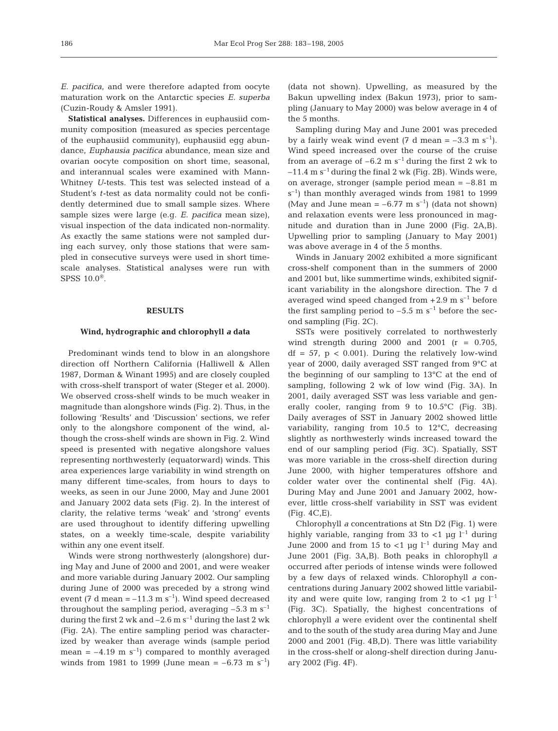*E. pacifica*, and were therefore adapted from oocyte maturation work on the Antarctic species *E. superba* (Cuzin-Roudy & Amsler 1991).

**Statistical analyses.** Differences in euphausiid community composition (measured as species percentage of the euphausiid community), euphausiid egg abundance, *Euphausia pacifica* abundance, mean size and ovarian oocyte composition on short time, seasonal, and interannual scales were examined with Mann-Whitney *U*-tests. This test was selected instead of a Student's *t*-test as data normality could not be confidently determined due to small sample sizes. Where sample sizes were large (e.g. *E. pacifica* mean size), visual inspection of the data indicated non-normality. As exactly the same stations were not sampled during each survey, only those stations that were sampled in consecutive surveys were used in short time-scale analyses. Statistical analyses were run with SPSS 10.0®.

## RESULTS

### Wind, hydrographic and chlorophyll *a* data

Predominant winds tend to blow in an alongshore direction off Northern California (Halliwell & Allen 1987, Dorman & Winant 1995) and are closely coupled with cross-shelf transport of water (Steger et al. 2000). We observed cross-shelf winds to be much weaker in magnitude than alongshore winds (Fig. 2). Thus, in the following 'Results' and 'Discussion' sections, we refer only to the alongshore component of the wind, although the cross-shelf winds are shown in Fig. 2. Wind speed is presented with negative alongshore values representing northwesterly (equatorward) winds. This area experiences large variability in wind strength on many different time-scales, from hours to days to weeks, as seen in our June 2000, May and June 2001 and January 2002 data sets (Fig. 2). In the interest of clarity, the relative terms 'weak' and 'strong' events are used throughout to identify differing upwelling states, on a weekly time-scale, despite variability within any one event itself.

Winds were strong northwesterly (alongshore) during May and June of 2000 and 2001, and were weaker and more variable during January 2002. Our sampling during June of 2000 was preceded by a strong wind event (7 d mean = $-11.3$ m s$^{-1}$). Wind speed decreased throughout the sampling period, averaging $-5.3$ m s$^{-1}$ during the first 2 wk and $-2.6$ m s$^{-1}$ during the last 2 wk (Fig. 2A). The entire sampling period was characterized by weaker than average winds (sample period mean = $-4.19$ m s$^{-1}$) compared to monthly averaged winds from 1981 to 1999 (June mean = $-6.73$ m s$^{-1}$) (data not shown). Upwelling, as measured by the Bakun upwelling index (Bakun 1973), prior to sampling (January to May 2000) was below average in 4 of the 5 months.

Sampling during May and June 2001 was preceded by a fairly weak wind event (7 d mean = $-3.3$ m s$^{-1}$). Wind speed increased over the course of the cruise from an average of $-6.2$ m s$^{-1}$ during the first 2 wk to $-11.4$ m s$^{-1}$ during the final 2 wk (Fig. 2B). Winds were, on average, stronger (sample period mean = $-8.81$ m s$^{-1}$) than monthly averaged winds from 1981 to 1999 (May and June mean = $-6.77$ m s$^{-1}$) (data not shown) and relaxation events were less pronounced in magnitude and duration than in June 2000 (Fig. 2A,B). Upwelling prior to sampling (January to May 2001) was above average in 4 of the 5 months.

Winds in January 2002 exhibited a more significant cross-shelf component than in the summers of 2000 and 2001 but, like summertime winds, exhibited significant variability in the alongshore direction. The 7 d averaged wind speed changed from $+2.9$ m s$^{-1}$ before the first sampling period to $-5.5$ m s$^{-1}$ before the second sampling (Fig. 2C).

SSTs were positively correlated to northwesterly wind strength during 2000 and 2001 ($r = 0.705$, df = 57, $p < 0.001$). During the relatively low-wind year of 2000, daily averaged SST ranged from 9°C at the beginning of our sampling to 13°C at the end of sampling, following 2 wk of low wind (Fig. 3A). In 2001, daily averaged SST was less variable and generally cooler, ranging from 9 to 10.5°C (Fig. 3B). Daily averages of SST in January 2002 showed little variability, ranging from 10.5 to 12°C, decreasing slightly as northwesterly winds increased toward the end of our sampling period (Fig. 3C). Spatially, SST was more variable in the cross-shelf direction during June 2000, with higher temperatures offshore and colder water over the continental shelf (Fig. 4A). During May and June 2001 and January 2002, however, little cross-shelf variability in SST was evident (Fig. 4C,E).

Chlorophyll *a* concentrations at Stn D2 (Fig. 1) were highly variable, ranging from 33 to <1 µg l$^{-1}$ during June 2000 and from 15 to <1 µg l$^{-1}$ during May and June 2001 (Fig. 3A,B). Both peaks in chlorophyll *a* occurred after periods of intense winds were followed by a few days of relaxed winds. Chlorophyll *a* concentrations during January 2002 showed little variability and were quite low, ranging from 2 to <1 µg l$^{-1}$ (Fig. 3C). Spatially, the highest concentrations of chlorophyll *a* were evident over the continental shelf and to the south of the study area during May and June 2000 and 2001 (Fig. 4B,D). There was little variability in the cross-shelf or along-shelf direction during January 2002 (Fig. 4F).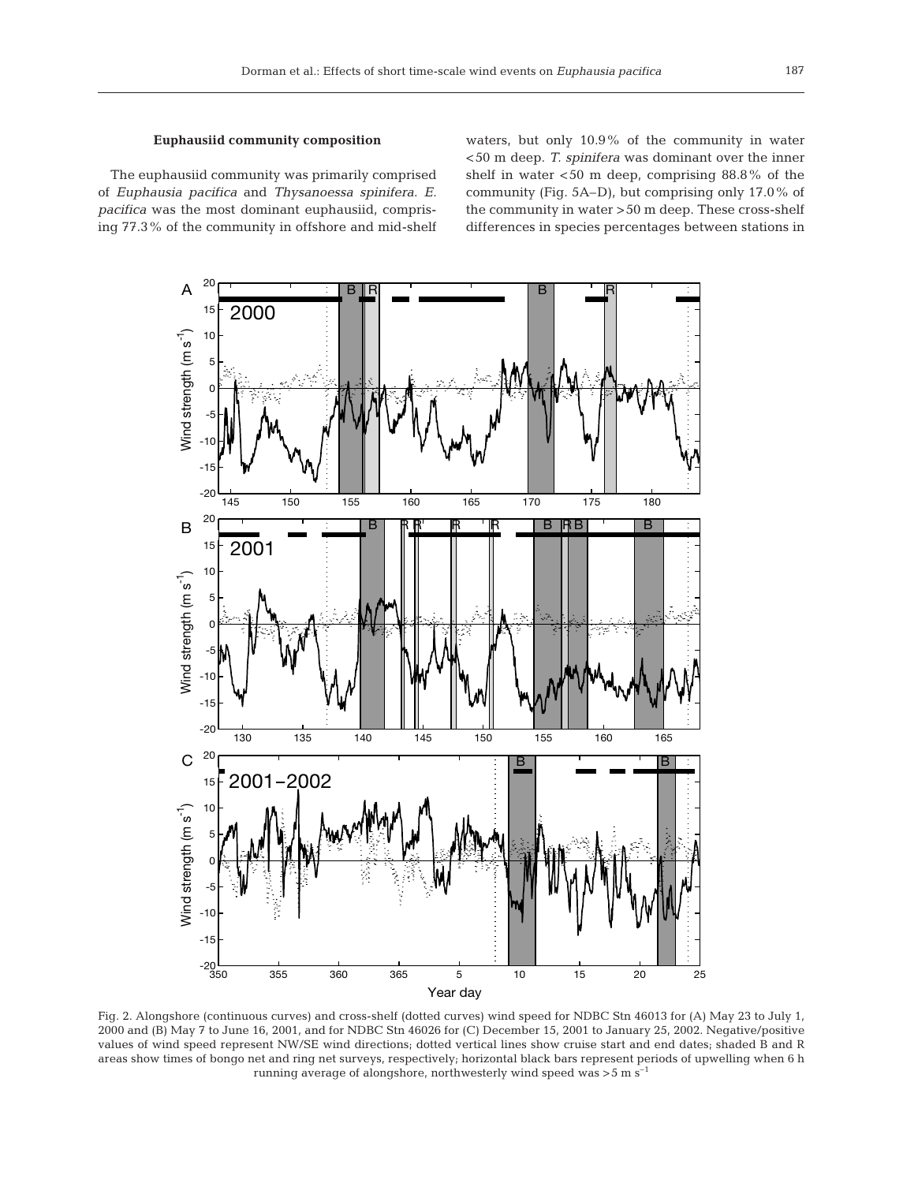### Euphausiid community composition

The euphausiid community was primarily comprised of *Euphausia pacifica* and *Thysanoessa spinifera*. *E. pacifica* was the most dominant euphausiid, comprising 77.3% of the community in offshore and mid-shelf waters, but only 10.9% of the community in water <50 m deep. *T. spinifera* was dominant over the inner shelf in water <50 m deep, comprising 88.8% of the community (Fig. 5A–D), but comprising only 17.0% of the community in water >50 m deep. These cross-shelf differences in species percentages between stations in

Fig. 2. Alongshore (continuous curves) and cross-shelf (dotted curves) wind speed for NDBC Stn 46013 for (A) May 23 to July 1, 2000 and (B) May 7 to June 16, 2001, and for NDBC Stn 46026 for (C) December 15, 2001 to January 25, 2002. Negative/positive values of wind speed represent NW/SE wind directions; dotted vertical lines show cruise start and end dates; shaded B and R areas show times of bongo net and ring net surveys, respectively; horizontal black bars represent periods of upwelling when 6 h running average of alongshore, northwesterly wind speed was $>5$ m s$^{-1}$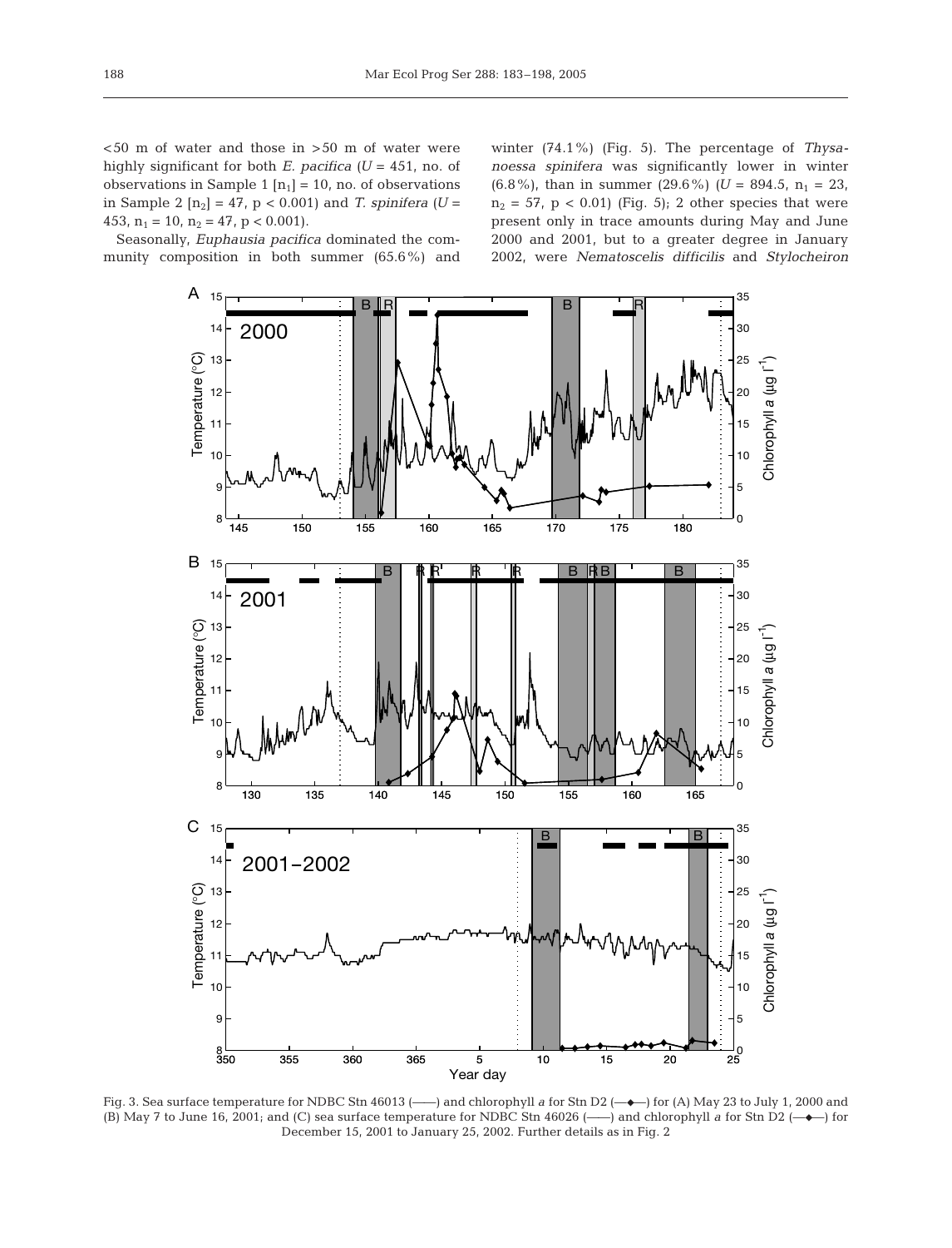<50 m of water and those in >50 m of water were highly significant for both *E. pacifica* ($U$ = 451, no. of observations in Sample 1 [$n_1$] = 10, no. of observations in Sample 2 [$n_2$] = 47, $p < 0.001$) and *T. spinifera* ($U$ = 453, $n_1$ = 10, $n_2$ = 47, $p < 0.001$).

Seasonally, *Euphausia pacifica* dominated the community composition in both summer (65.6%) and winter (74.1%) (Fig. 5). The percentage of *Thysanoessa spinifera* was significantly lower in winter (6.8%), than in summer (29.6%) ($U$ = 894.5, $n_1$ = 23, $n_2$ = 57, $p < 0.01$) (Fig. 5); 2 other species that were present only in trace amounts during May and June 2000 and 2001, but to a greater degree in January 2002, were *Nematoscelis difficilis* and *Stylocheiron*

Fig. 3. Sea surface temperature for NDBC Stn 46013 (——) and chlorophyll *a* for Stn D2 (—◆—) for (A) May 23 to July 1, 2000 and (B) May 7 to June 16, 2001; and (C) sea surface temperature for NDBC Stn 46026 (——) and chlorophyll *a* for Stn D2 (—◆—) for December 15, 2001 to January 25, 2002. Further details as in Fig. 2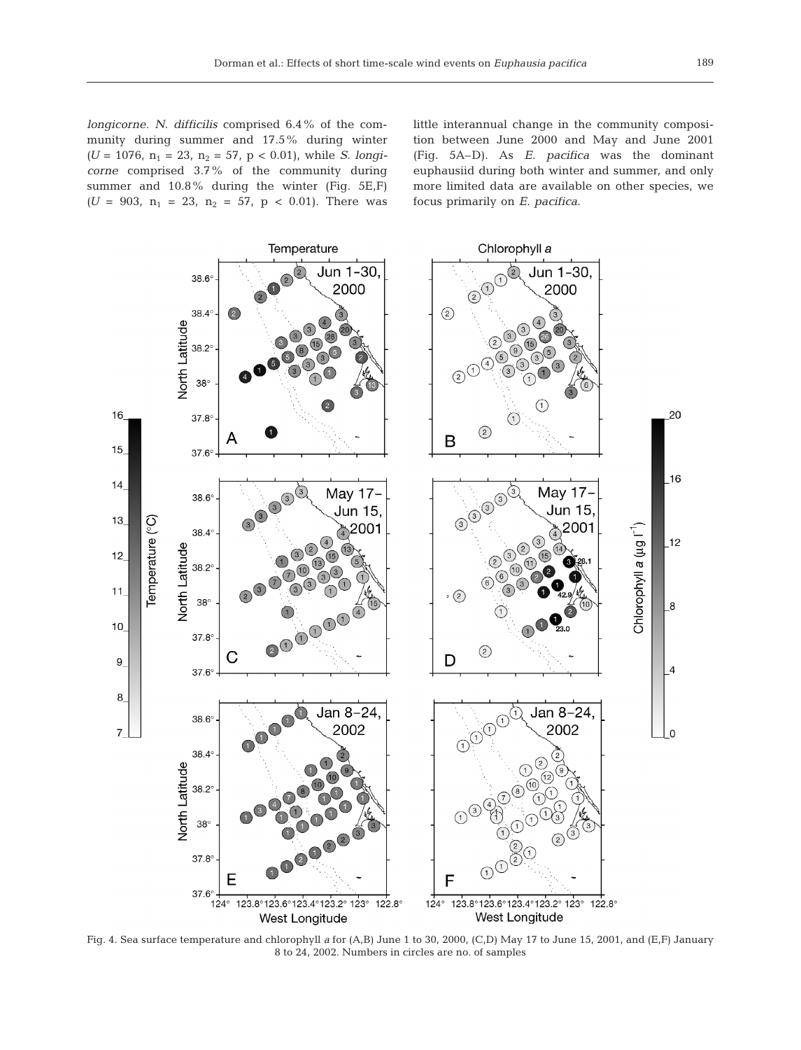*longicorne*. *N. difficilis* comprised 6.4% of the community during summer and 17.5% during winter ($U = 1076$, $n_1 = 23$, $n_2 = 57$, $p < 0.01$), while *S. longicorne* comprised 3.7% of the community during summer and 10.8% during the winter (Fig. 5E,F) ($U = 903$, $n_1 = 23$, $n_2 = 57$, $p < 0.01$). There was little interannual change in the community composition between June 2000 and May and June 2001 (Fig. 5A–D). As *E. pacifica* was the dominant euphausiid during both winter and summer, and only more limited data are available on other species, we focus primarily on *E. pacifica*.

Fig. 4. Sea surface temperature and chlorophyll *a* for (A,B) June 1 to 30, 2000, (C,D) May 17 to June 15, 2001, and (E,F) January 8 to 24, 2002. Numbers in circles are no. of samples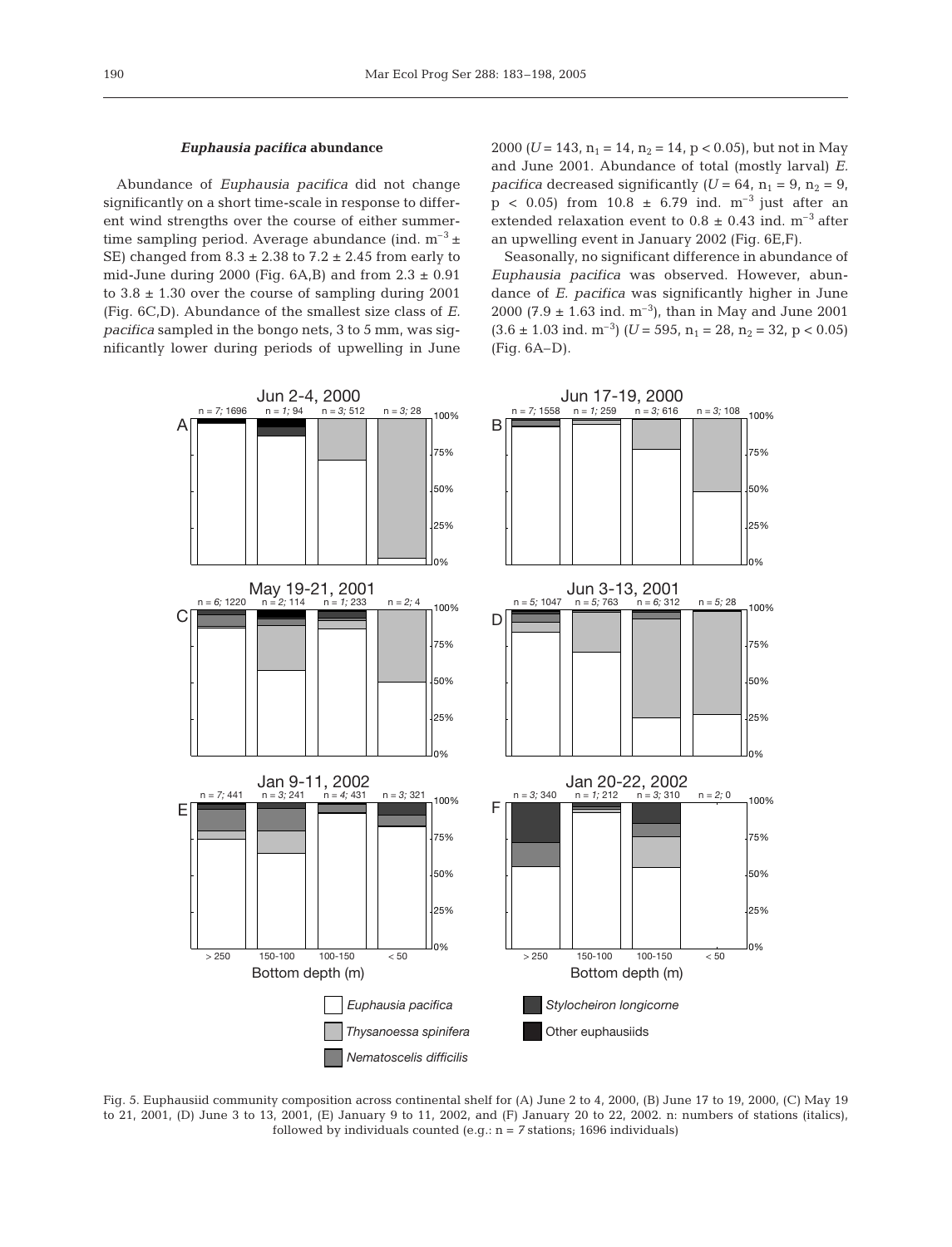### *Euphausia pacifica* abundance

Abundance of *Euphausia pacifica* did not change significantly on a short time-scale in response to different wind strengths over the course of either summertime sampling period. Average abundance (ind. $m^{-3} \pm$ SE) changed from $8.3 \pm 2.38$ to $7.2 \pm 2.45$ from early to mid-June during 2000 (Fig. 6A,B) and from $2.3 \pm 0.91$ to $3.8 \pm 1.30$ over the course of sampling during 2001 (Fig. 6C,D). Abundance of the smallest size class of *E. pacifica* sampled in the bongo nets, 3 to 5 mm, was significantly lower during periods of upwelling in June 2000 ($U = 143$, $n_1 = 14$, $n_2 = 14$, $p < 0.05$), but not in May and June 2001. Abundance of total (mostly larval) *E. pacifica* decreased significantly ($U = 64$, $n_1 = 9$, $n_2 = 9$, $p < 0.05$) from $10.8 \pm 6.79$ ind. $m^{-3}$ just after an extended relaxation event to $0.8 \pm 0.43$ ind. $m^{-3}$ after an upwelling event in January 2002 (Fig. 6E,F).

Seasonally, no significant difference in abundance of *Euphausia pacifica* was observed. However, abundance of *E. pacifica* was significantly higher in June 2000 ($7.9 \pm 1.63$ ind. $m^{-3}$), than in May and June 2001 ($3.6 \pm 1.03$ ind. $m^{-3}$) ($U = 595$, $n_1 = 28$, $n_2 = 32$, $p < 0.05$) (Fig. 6A–D).

Fig. 5. Euphausiid community composition across continental shelf for (A) June 2 to 4, 2000, (B) June 17 to 19, 2000, (C) May 19 to 21, 2001, (D) June 3 to 13, 2001, (E) January 9 to 11, 2002, and (F) January 20 to 22, 2002. n: numbers of stations (italics), followed by individuals counted (e.g.: n = *7* stations; 1696 individuals)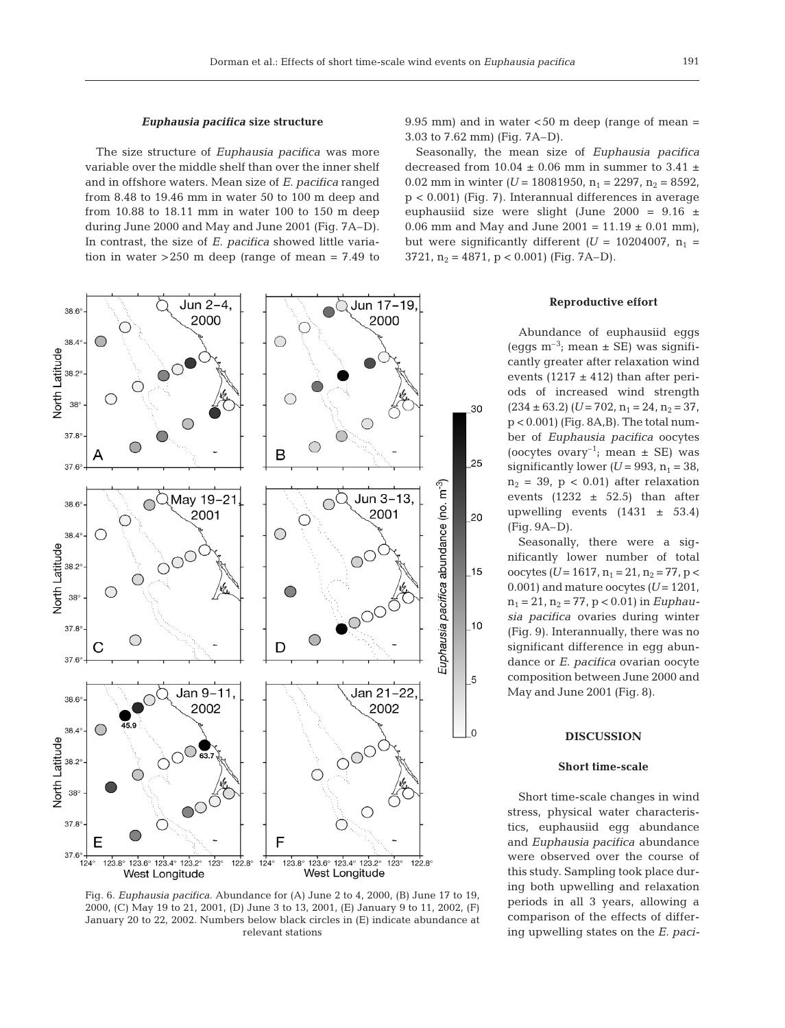### *Euphausia pacifica* size structure

The size structure of *Euphausia pacifica* was more variable over the middle shelf than over the inner shelf and in offshore waters. Mean size of *E. pacifica* ranged from 8.48 to 19.46 mm in water 50 to 100 m deep and from 10.88 to 18.11 mm in water 100 to 150 m deep during June 2000 and May and June 2001 (Fig. 7A–D). In contrast, the size of *E. pacifica* showed little variation in water >250 m deep (range of mean = 7.49 to 9.95 mm) and in water <50 m deep (range of mean = 3.03 to 7.62 mm) (Fig. 7A–D).

Seasonally, the mean size of *Euphausia pacifica* decreased from 10.04 ± 0.06 mm in summer to 3.41 ± 0.02 mm in winter ($U$ = 18081950, $n_1$ = 2297, $n_2$ = 8592, $p < 0.001$) (Fig. 7). Interannual differences in average euphausiid size were slight (June 2000 = 9.16 ± 0.06 mm and May and June 2001 = 11.19 ± 0.01 mm), but were significantly different ($U$ = 10204007, $n_1$ = 3721, $n_2$ = 4871, $p < 0.001$) (Fig. 7A–D).

Fig. 6. *Euphausia pacifica*. Abundance for (A) June 2 to 4, 2000, (B) June 17 to 19, 2000, (C) May 19 to 21, 2001, (D) June 3 to 13, 2001, (E) January 9 to 11, 2002, (F) January 20 to 22, 2002. Numbers below black circles in (E) indicate abundance at relevant stations

### Reproductive effort

Abundance of euphausiid eggs (eggs $m^{-3}$; mean ± SE) was significantly greater after relaxation wind events (1217 ± 412) than after periods of increased wind strength (234 ± 63.2) ($U$ = 702, $n_1$ = 24, $n_2$ = 37, $p < 0.001$) (Fig. 8A,B). The total number of *Euphausia pacifica* oocytes (oocytes $ovary^{-1}$; mean ± SE) was significantly lower ($U$ = 993, $n_1$ = 38, $n_2$ = 39, $p < 0.01$) after relaxation events (1232 ± 52.5) than after upwelling events (1431 ± 53.4) (Fig. 9A–D).

Seasonally, there were a significantly lower number of total oocytes ($U$ = 1617, $n_1$ = 21, $n_2$ = 77, $p < 0.001$) and mature oocytes ($U$ = 1201, $n_1$ = 21, $n_2$ = 77, $p < 0.01$) in *Euphausia pacifica* ovaries during winter (Fig. 9). Interannually, there was no significant difference in egg abundance or *E. pacifica* ovarian oocyte composition between June 2000 and May and June 2001 (Fig. 8).

## DISCUSSION

### Short time-scale

Short time-scale changes in wind stress, physical water characteristics, euphausiid egg abundance and *Euphausia pacifica* abundance were observed over the course of this study. Sampling took place during both upwelling and relaxation periods in all 3 years, allowing a comparison of the effects of differing upwelling states on the *E. paci-*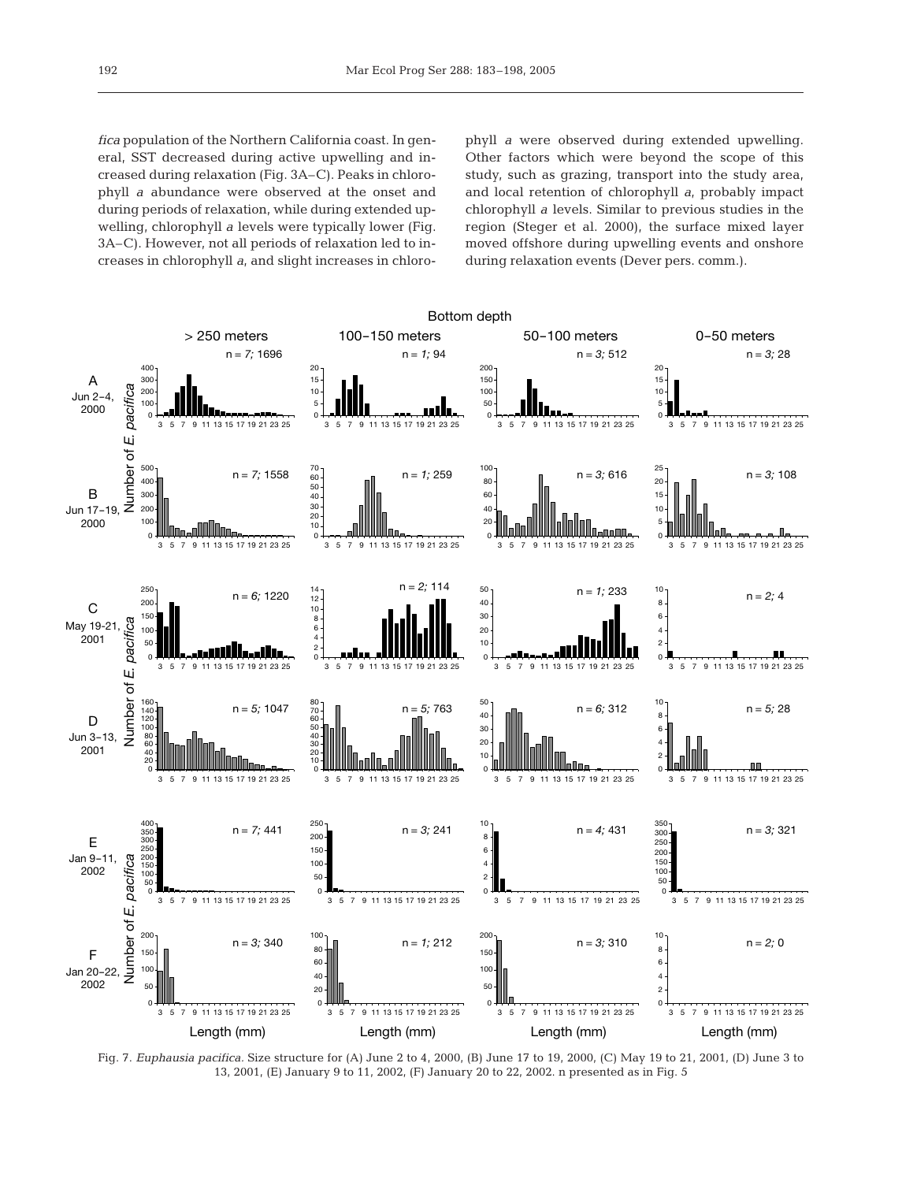*fica* population of the Northern California coast. In general, SST decreased during active upwelling and increased during relaxation (Fig. 3A–C). Peaks in chlorophyll *a* abundance were observed at the onset and during periods of relaxation, while during extended upwelling, chlorophyll *a* levels were typically lower (Fig. 3A–C). However, not all periods of relaxation led to increases in chlorophyll *a*, and slight increases in chlorophyll *a* were observed during extended upwelling. Other factors which were beyond the scope of this study, such as grazing, transport into the study area, and local retention of chlorophyll *a*, probably impact chlorophyll *a* levels. Similar to previous studies in the region (Steger et al. 2000), the surface mixed layer moved offshore during upwelling events and onshore during relaxation events (Dever pers. comm.).

Fig. 7. *Euphausia pacifica*. Size structure for (A) June 2 to 4, 2000, (B) June 17 to 19, 2000, (C) May 19 to 21, 2001, (D) June 3 to 13, 2001, (E) January 9 to 11, 2002, (F) January 20 to 22, 2002. n presented as in Fig. 5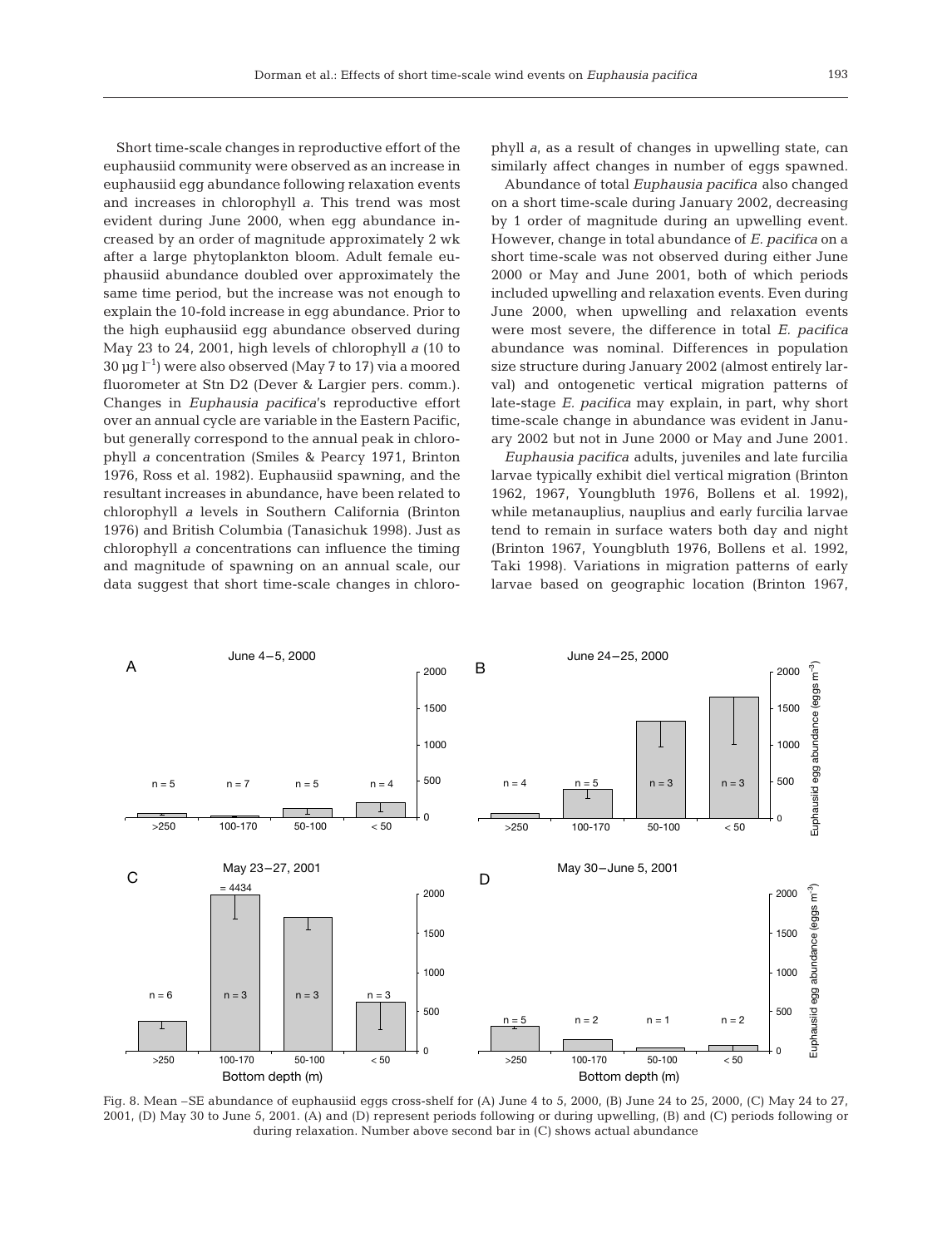Short time-scale changes in reproductive effort of the euphausiid community were observed as an increase in euphausiid egg abundance following relaxation events and increases in chlorophyll *a*. This trend was most evident during June 2000, when egg abundance increased by an order of magnitude approximately 2 wk after a large phytoplankton bloom. Adult female euphausiid abundance doubled over approximately the same time period, but the increase was not enough to explain the 10-fold increase in egg abundance. Prior to the high euphausiid egg abundance observed during May 23 to 24, 2001, high levels of chlorophyll *a* (10 to 30 µg $l^{-1}$) were also observed (May 7 to 17) via a moored fluorometer at Stn D2 (Dever & Largier pers. comm.). Changes in *Euphausia pacifica*'s reproductive effort over an annual cycle are variable in the Eastern Pacific, but generally correspond to the annual peak in chlorophyll *a* concentration (Smiles & Pearcy 1971, Brinton 1976, Ross et al. 1982). Euphausiid spawning, and the resultant increases in abundance, have been related to chlorophyll *a* levels in Southern California (Brinton 1976) and British Columbia (Tanasichuk 1998). Just as chlorophyll *a* concentrations can influence the timing and magnitude of spawning on an annual scale, our data suggest that short time-scale changes in chlorophyll *a*, as a result of changes in upwelling state, can similarly affect changes in number of eggs spawned.

Abundance of total *Euphausia pacifica* also changed on a short time-scale during January 2002, decreasing by 1 order of magnitude during an upwelling event. However, change in total abundance of *E. pacifica* on a short time-scale was not observed during either June 2000 or May and June 2001, both of which periods included upwelling and relaxation events. Even during June 2000, when upwelling and relaxation events were most severe, the difference in total *E. pacifica* abundance was nominal. Differences in population size structure during January 2002 (almost entirely larval) and ontogenetic vertical migration patterns of late-stage *E. pacifica* may explain, in part, why short time-scale change in abundance was evident in January 2002 but not in June 2000 or May and June 2001.

*Euphausia pacifica* adults, juveniles and late furcilia larvae typically exhibit diel vertical migration (Brinton 1962, 1967, Youngbluth 1976, Bollens et al. 1992), while metanauplius, nauplius and early furcilia larvae tend to remain in surface waters both day and night (Brinton 1967, Youngbluth 1976, Bollens et al. 1992, Taki 1998). Variations in migration patterns of early larvae based on geographic location (Brinton 1967,

Fig. 8. Mean –SE abundance of euphausiid eggs cross-shelf for (A) June 4 to 5, 2000, (B) June 24 to 25, 2000, (C) May 24 to 27, 2001, (D) May 30 to June 5, 2001. (A) and (D) represent periods following or during upwelling, (B) and (C) periods following or during relaxation. Number above second bar in (C) shows actual abundance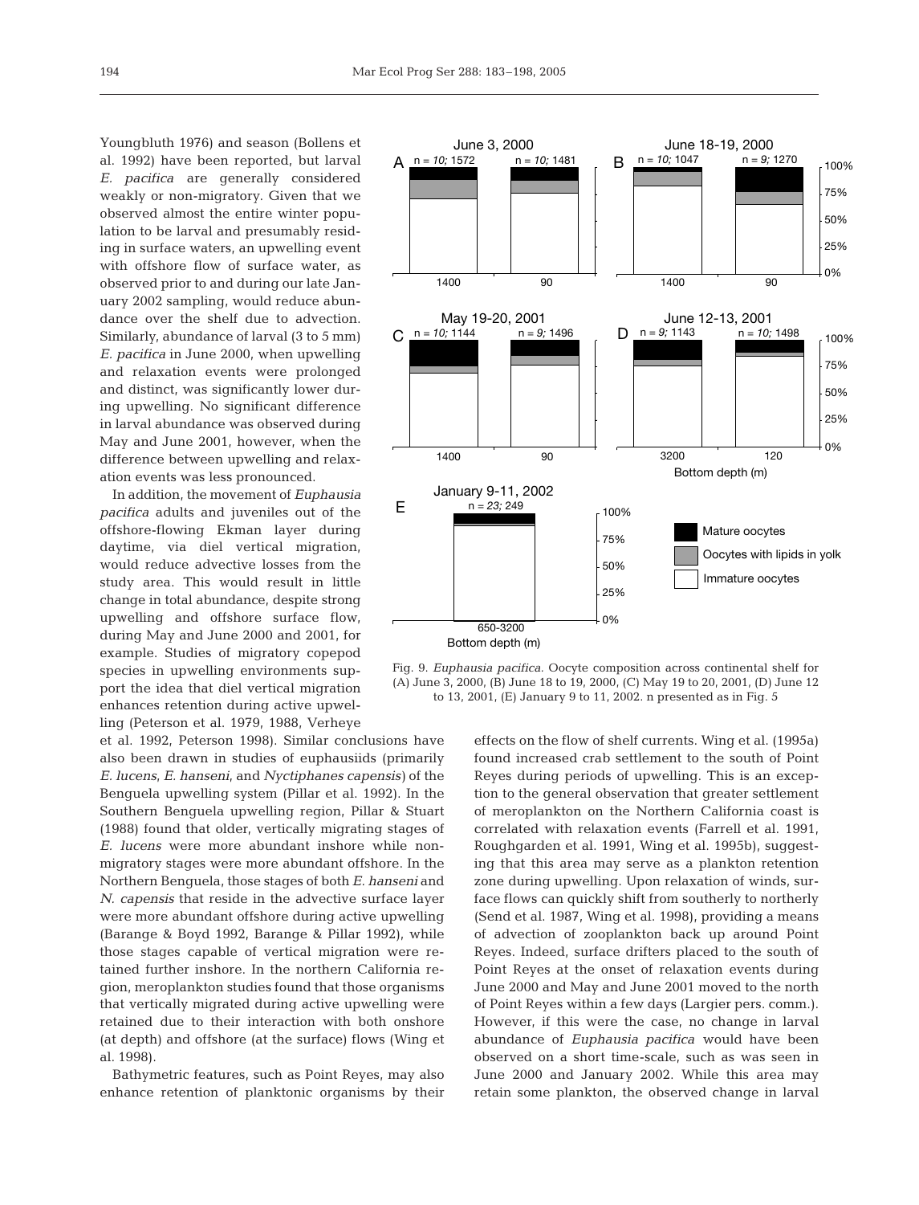Youngbluth 1976) and season (Bollens et al. 1992) have been reported, but larval *E. pacifica* are generally considered weakly or non-migratory. Given that we observed almost the entire winter population to be larval and presumably residing in surface waters, an upwelling event with offshore flow of surface water, as observed prior to and during our late January 2002 sampling, would reduce abundance over the shelf due to advection. Similarly, abundance of larval (3 to 5 mm) *E. pacifica* in June 2000, when upwelling and relaxation events were prolonged and distinct, was significantly lower during upwelling. No significant difference in larval abundance was observed during May and June 2001, however, when the difference between upwelling and relaxation events was less pronounced.

In addition, the movement of *Euphausia pacifica* adults and juveniles out of the offshore-flowing Ekman layer during daytime, via diel vertical migration, would reduce advective losses from the study area. This would result in little change in total abundance, despite strong upwelling and offshore surface flow, during May and June 2000 and 2001, for example. Studies of migratory copepod species in upwelling environments support the idea that diel vertical migration enhances retention during active upwelling (Peterson et al. 1979, 1988, Verheye et al. 1992, Peterson 1998). Similar conclusions have also been drawn in studies of euphausiids (primarily *E. lucens*, *E. hanseni*, and *Nyctiphanes capensis*) of the Benguela upwelling system (Pillar et al. 1992). In the Southern Benguela upwelling region, Pillar & Stuart (1988) found that older, vertically migrating stages of *E. lucens* were more abundant inshore while non-migratory stages were more abundant offshore. In the Northern Benguela, those stages of both *E. hanseni* and *N. capensis* that reside in the advective surface layer were more abundant offshore during active upwelling (Barange & Boyd 1992, Barange & Pillar 1992), while those stages capable of vertical migration were retained further inshore. In the northern California region, meroplankton studies found that those organisms that vertically migrated during active upwelling were retained due to their interaction with both onshore (at depth) and offshore (at the surface) flows (Wing et al. 1998).

Bathymetric features, such as Point Reyes, may also enhance retention of planktonic organisms by their effects on the flow of shelf currents. Wing et al. (1995a) found increased crab settlement to the south of Point Reyes during periods of upwelling. This is an exception to the general observation that greater settlement of meroplankton on the Northern California coast is correlated with relaxation events (Farrell et al. 1991, Roughgarden et al. 1991, Wing et al. 1995b), suggesting that this area may serve as a plankton retention zone during upwelling. Upon relaxation of winds, surface flows can quickly shift from southerly to northerly (Send et al. 1987, Wing et al. 1998), providing a means of advection of zooplankton back up around Point Reyes. Indeed, surface drifters placed to the south of Point Reyes at the onset of relaxation events during June 2000 and May and June 2001 moved to the north of Point Reyes within a few days (Largier pers. comm.). However, if this were the case, no change in larval abundance of *Euphausia pacifica* would have been observed on a short time-scale, such as was seen in June 2000 and January 2002. While this area may retain some plankton, the observed change in larval

Fig. 9. *Euphausia pacifica*. Oocyte composition across continental shelf for (A) June 3, 2000, (B) June 18 to 19, 2000, (C) May 19 to 20, 2001, (D) June 12 to 13, 2001, (E) January 9 to 11, 2002. n presented as in Fig. 5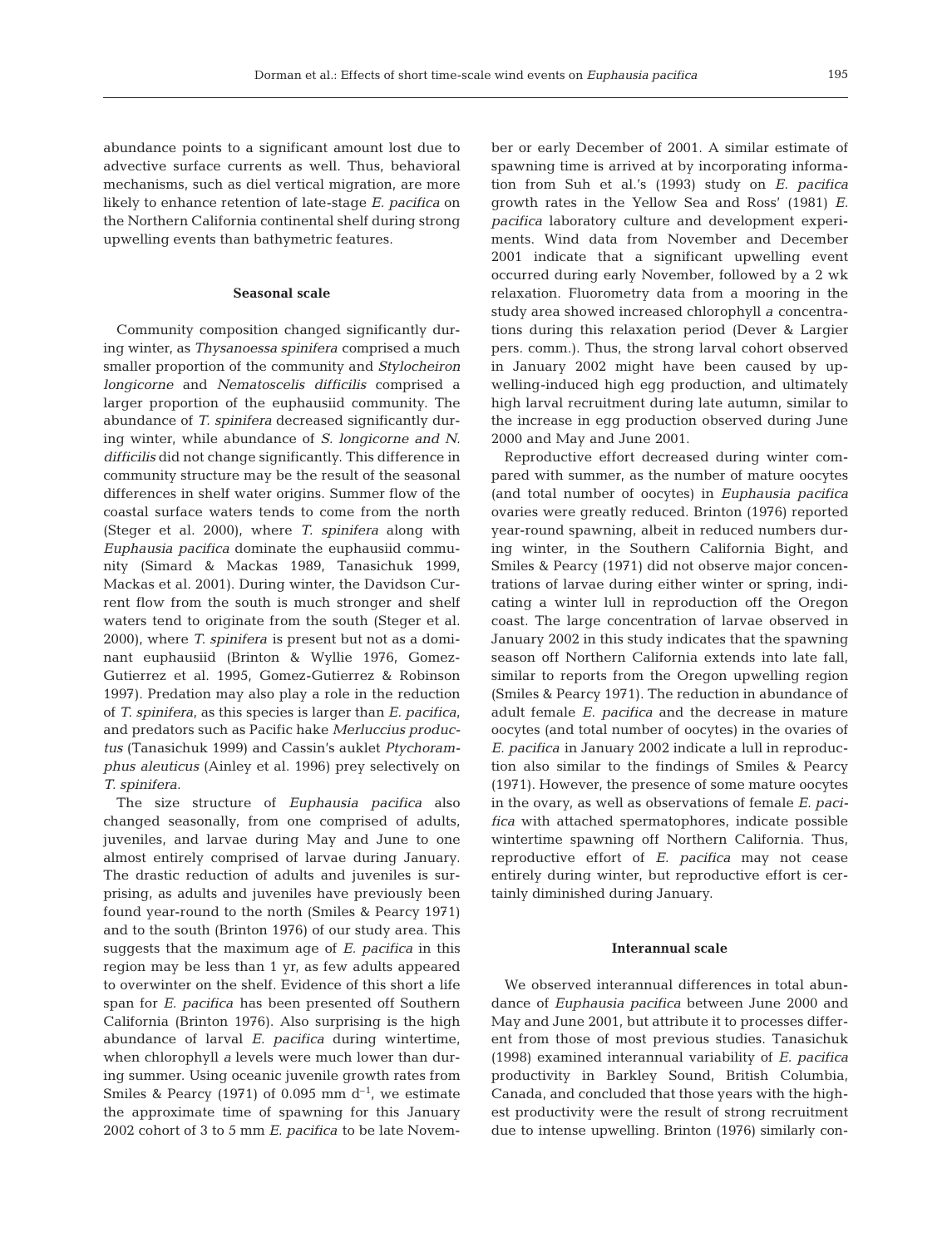abundance points to a significant amount lost due to advective surface currents as well. Thus, behavioral mechanisms, such as diel vertical migration, are more likely to enhance retention of late-stage *E. pacifica* on the Northern California continental shelf during strong upwelling events than bathymetric features.

### Seasonal scale

Community composition changed significantly during winter, as *Thysanoessa spinifera* comprised a much smaller proportion of the community and *Stylocheiron longicorne* and *Nematoscelis difficilis* comprised a larger proportion of the euphausiid community. The abundance of *T. spinifera* decreased significantly during winter, while abundance of *S. longicorne and N. difficilis* did not change significantly. This difference in community structure may be the result of the seasonal differences in shelf water origins. Summer flow of the coastal surface waters tends to come from the north (Steger et al. 2000), where *T. spinifera* along with *Euphausia pacifica* dominate the euphausiid community (Simard & Mackas 1989, Tanasichuk 1999, Mackas et al. 2001). During winter, the Davidson Current flow from the south is much stronger and shelf waters tend to originate from the south (Steger et al. 2000), where *T. spinifera* is present but not as a dominant euphausiid (Brinton & Wyllie 1976, Gomez-Gutierrez et al. 1995, Gomez-Gutierrez & Robinson 1997). Predation may also play a role in the reduction of *T. spinifera*, as this species is larger than *E. pacifica*, and predators such as Pacific hake *Merluccius productus* (Tanasichuk 1999) and Cassin's auklet *Ptychoramphus aleuticus* (Ainley et al. 1996) prey selectively on *T. spinifera*.

The size structure of *Euphausia pacifica* also changed seasonally, from one comprised of adults, juveniles, and larvae during May and June to one almost entirely comprised of larvae during January. The drastic reduction of adults and juveniles is surprising, as adults and juveniles have previously been found year-round to the north (Smiles & Pearcy 1971) and to the south (Brinton 1976) of our study area. This suggests that the maximum age of *E. pacifica* in this region may be less than 1 yr, as few adults appeared to overwinter on the shelf. Evidence of this short a life span for *E. pacifica* has been presented off Southern California (Brinton 1976). Also surprising is the high abundance of larval *E. pacifica* during wintertime, when chlorophyll *a* levels were much lower than during summer. Using oceanic juvenile growth rates from Smiles & Pearcy (1971) of 0.095 mm $d^{-1}$, we estimate the approximate time of spawning for this January 2002 cohort of 3 to 5 mm *E. pacifica* to be late November or early December of 2001. A similar estimate of spawning time is arrived at by incorporating information from Suh et al.'s (1993) study on *E. pacifica* growth rates in the Yellow Sea and Ross' (1981) *E. pacifica* laboratory culture and development experiments. Wind data from November and December 2001 indicate that a significant upwelling event occurred during early November, followed by a 2 wk relaxation. Fluorometry data from a mooring in the study area showed increased chlorophyll *a* concentrations during this relaxation period (Dever & Largier pers. comm.). Thus, the strong larval cohort observed in January 2002 might have been caused by upwelling-induced high egg production, and ultimately high larval recruitment during late autumn, similar to the increase in egg production observed during June 2000 and May and June 2001.

Reproductive effort decreased during winter compared with summer, as the number of mature oocytes (and total number of oocytes) in *Euphausia pacifica* ovaries were greatly reduced. Brinton (1976) reported year-round spawning, albeit in reduced numbers during winter, in the Southern California Bight, and Smiles & Pearcy (1971) did not observe major concentrations of larvae during either winter or spring, indicating a winter lull in reproduction off the Oregon coast. The large concentration of larvae observed in January 2002 in this study indicates that the spawning season off Northern California extends into late fall, similar to reports from the Oregon upwelling region (Smiles & Pearcy 1971). The reduction in abundance of adult female *E. pacifica* and the decrease in mature oocytes (and total number of oocytes) in the ovaries of *E. pacifica* in January 2002 indicate a lull in reproduction also similar to the findings of Smiles & Pearcy (1971). However, the presence of some mature oocytes in the ovary, as well as observations of female *E. pacifica* with attached spermatophores, indicate possible wintertime spawning off Northern California. Thus, reproductive effort of *E. pacifica* may not cease entirely during winter, but reproductive effort is certainly diminished during January.

### Interannual scale

We observed interannual differences in total abundance of *Euphausia pacifica* between June 2000 and May and June 2001, but attribute it to processes different from those of most previous studies. Tanasichuk (1998) examined interannual variability of *E. pacifica* productivity in Barkley Sound, British Columbia, Canada, and concluded that those years with the highest productivity were the result of strong recruitment due to intense upwelling. Brinton (1976) similarly con-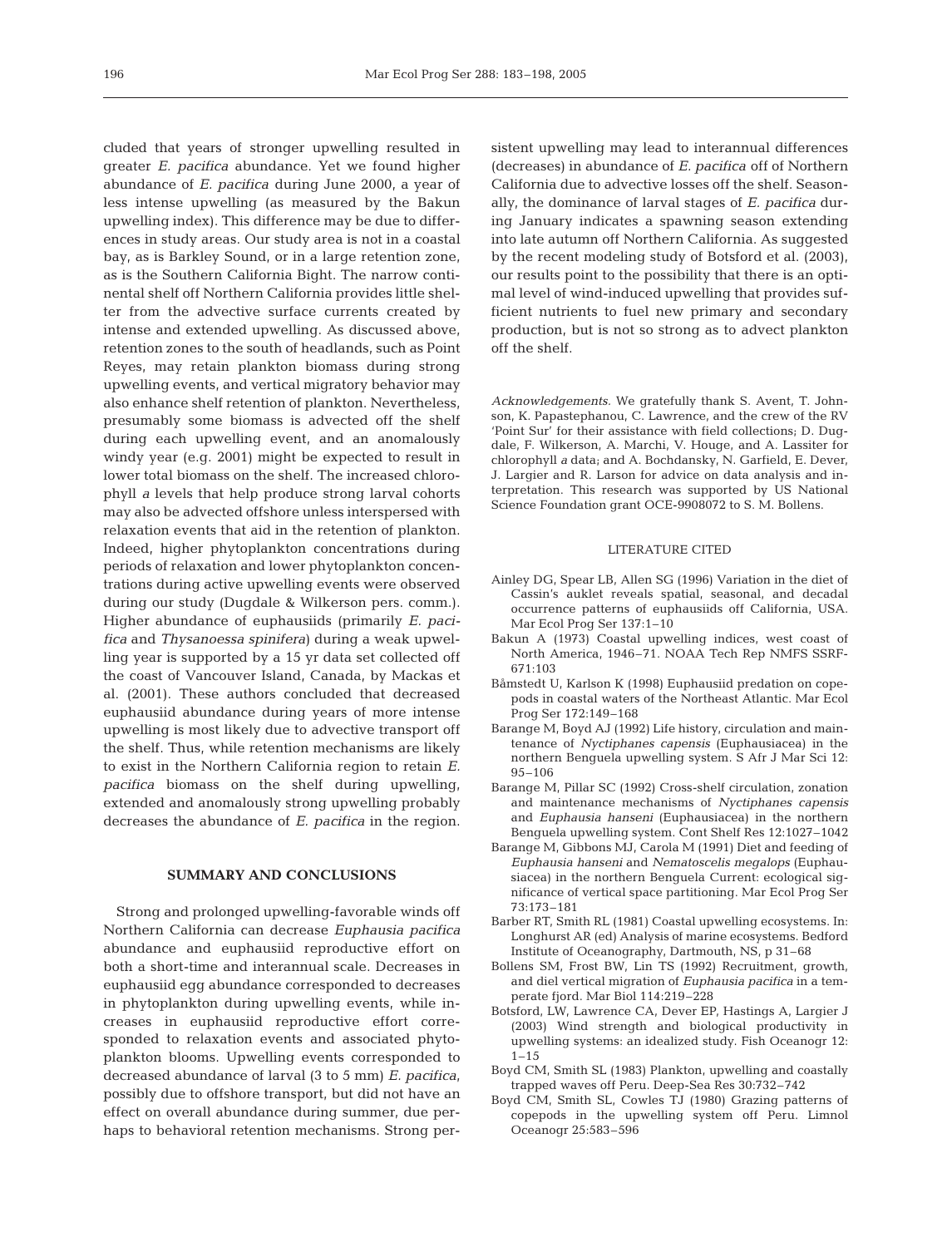cluded that years of stronger upwelling resulted in greater *E. pacifica* abundance. Yet we found higher abundance of *E. pacifica* during June 2000, a year of less intense upwelling (as measured by the Bakun upwelling index). This difference may be due to differences in study areas. Our study area is not in a coastal bay, as is Barkley Sound, or in a large retention zone, as is the Southern California Bight. The narrow continental shelf off Northern California provides little shelter from the advective surface currents created by intense and extended upwelling. As discussed above, retention zones to the south of headlands, such as Point Reyes, may retain plankton biomass during strong upwelling events, and vertical migratory behavior may also enhance shelf retention of plankton. Nevertheless, presumably some biomass is advected off the shelf during each upwelling event, and an anomalously windy year (e.g. 2001) might be expected to result in lower total biomass on the shelf. The increased chlorophyll *a* levels that help produce strong larval cohorts may also be advected offshore unless interspersed with relaxation events that aid in the retention of plankton. Indeed, higher phytoplankton concentrations during periods of relaxation and lower phytoplankton concentrations during active upwelling events were observed during our study (Dugdale & Wilkerson pers. comm.). Higher abundance of euphausiids (primarily *E. pacifica* and *Thysanoessa spinifera*) during a weak upwelling year is supported by a 15 yr data set collected off the coast of Vancouver Island, Canada, by Mackas et al. (2001). These authors concluded that decreased euphausiid abundance during years of more intense upwelling is most likely due to advective transport off the shelf. Thus, while retention mechanisms are likely to exist in the Northern California region to retain *E. pacifica* biomass on the shelf during upwelling, extended and anomalously strong upwelling probably decreases the abundance of *E. pacifica* in the region.

## SUMMARY AND CONCLUSIONS

Strong and prolonged upwelling-favorable winds off Northern California can decrease *Euphausia pacifica* abundance and euphausiid reproductive effort on both a short-time and interannual scale. Decreases in euphausiid egg abundance corresponded to decreases in phytoplankton during upwelling events, while increases in euphausiid reproductive effort corresponded to relaxation events and associated phytoplankton blooms. Upwelling events corresponded to decreased abundance of larval (3 to 5 mm) *E. pacifica*, possibly due to offshore transport, but did not have an effect on overall abundance during summer, due perhaps to behavioral retention mechanisms. Strong persistent upwelling may lead to interannual differences (decreases) in abundance of *E. pacifica* off of Northern California due to advective losses off the shelf. Seasonally, the dominance of larval stages of *E. pacifica* during January indicates a spawning season extending into late autumn off Northern California. As suggested by the recent modeling study of Botsford et al. (2003), our results point to the possibility that there is an optimal level of wind-induced upwelling that provides sufficient nutrients to fuel new primary and secondary production, but is not so strong as to advect plankton off the shelf.

*Acknowledgements.* We gratefully thank S. Avent, T. Johnson, K. Papastephanou, C. Lawrence, and the crew of the RV 'Point Sur' for their assistance with field collections; D. Dugdale, F. Wilkerson, A. Marchi, V. Houge, and A. Lassiter for chlorophyll *a* data; and A. Bochdansky, N. Garfield, E. Dever, J. Largier and R. Larson for advice on data analysis and interpretation. This research was supported by US National Science Foundation grant OCE-9908072 to S. M. Bollens.

## LITERATURE CITED

- Ainley DG, Spear LB, Allen SG (1996) Variation in the diet of Cassin's auklet reveals spatial, seasonal, and decadal occurrence patterns of euphausiids off California, USA. Mar Ecol Prog Ser 137:1–10
- Bakun A (1973) Coastal upwelling indices, west coast of North America, 1946–71. NOAA Tech Rep NMFS SSRF-671:103
- Båmstedt U, Karlson K (1998) Euphausiid predation on copepods in coastal waters of the Northeast Atlantic. Mar Ecol Prog Ser 172:149–168
- Barange M, Boyd AJ (1992) Life history, circulation and maintenance of *Nyctiphanes capensis* (Euphausiacea) in the northern Benguela upwelling system. S Afr J Mar Sci 12: 95–106
- Barange M, Pillar SC (1992) Cross-shelf circulation, zonation and maintenance mechanisms of *Nyctiphanes capensis* and *Euphausia hanseni* (Euphausiacea) in the northern Benguela upwelling system. Cont Shelf Res 12:1027–1042
- Barange M, Gibbons MJ, Carola M (1991) Diet and feeding of *Euphausia hanseni* and *Nematoscelis megalops* (Euphausiacea) in the northern Benguela Current: ecological significance of vertical space partitioning. Mar Ecol Prog Ser 73:173–181
- Barber RT, Smith RL (1981) Coastal upwelling ecosystems. In: Longhurst AR (ed) Analysis of marine ecosystems. Bedford Institute of Oceanography, Dartmouth, NS, p 31–68
- Bollens SM, Frost BW, Lin TS (1992) Recruitment, growth, and diel vertical migration of *Euphausia pacifica* in a temperate fjord. Mar Biol 114:219–228
- Botsford, LW, Lawrence CA, Dever EP, Hastings A, Largier J (2003) Wind strength and biological productivity in upwelling systems: an idealized study. Fish Oceanogr 12: 1–15
- Boyd CM, Smith SL (1983) Plankton, upwelling and coastally trapped waves off Peru. Deep-Sea Res 30:732–742
- Boyd CM, Smith SL, Cowles TJ (1980) Grazing patterns of copepods in the upwelling system off Peru. Limnol Oceanogr 25:583–596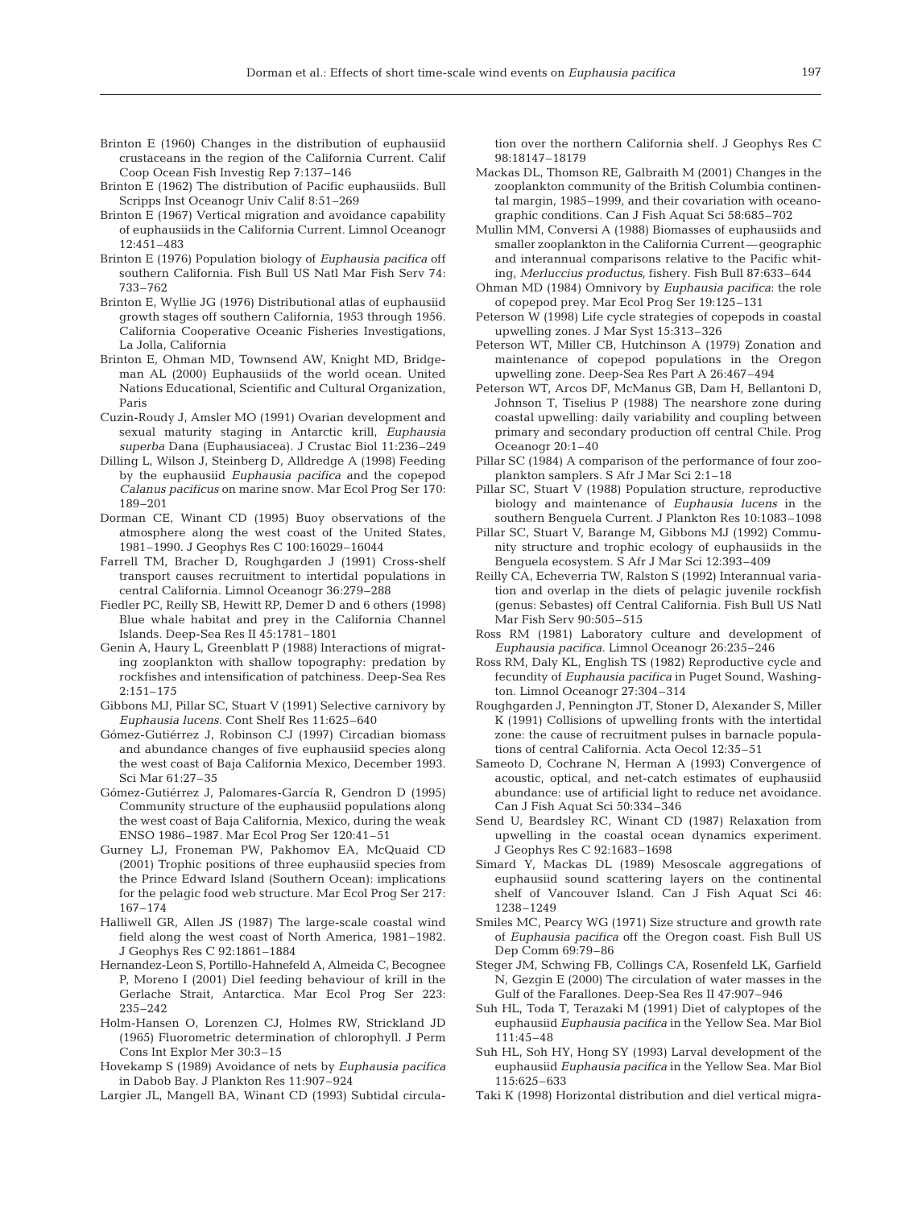Brinton E (1960) Changes in the distribution of euphausiid crustaceans in the region of the California Current. Calif Coop Ocean Fish Investig Rep 7:137–146

Brinton E (1962) The distribution of Pacific euphausiids. Bull Scripps Inst Oceanogr Univ Calif 8:51–269

Brinton E (1967) Vertical migration and avoidance capability of euphausiids in the California Current. Limnol Oceanogr 12:451–483

Brinton E (1976) Population biology of *Euphausia pacifica* off southern California. Fish Bull US Natl Mar Fish Serv 74: 733–762

Brinton E, Wyllie JG (1976) Distributional atlas of euphausiid growth stages off southern California, 1953 through 1956. California Cooperative Oceanic Fisheries Investigations, La Jolla, California

Brinton E, Ohman MD, Townsend AW, Knight MD, Bridgeman AL (2000) Euphausiids of the world ocean. United Nations Educational, Scientific and Cultural Organization, Paris

Cuzin-Roudy J, Amsler MO (1991) Ovarian development and sexual maturity staging in Antarctic krill, *Euphausia superba* Dana (Euphausiacea). J Crustac Biol 11:236–249

Dilling L, Wilson J, Steinberg D, Alldredge A (1998) Feeding by the euphausiid *Euphausia pacifica* and the copepod *Calanus pacificus* on marine snow. Mar Ecol Prog Ser 170: 189–201

Dorman CE, Winant CD (1995) Buoy observations of the atmosphere along the west coast of the United States, 1981–1990. J Geophys Res C 100:16029–16044

Farrell TM, Bracher D, Roughgarden J (1991) Cross-shelf transport causes recruitment to intertidal populations in central California. Limnol Oceanogr 36:279–288

Fiedler PC, Reilly SB, Hewitt RP, Demer D and 6 others (1998) Blue whale habitat and prey in the California Channel Islands. Deep-Sea Res II 45:1781–1801

Genin A, Haury L, Greenblatt P (1988) Interactions of migrating zooplankton with shallow topography: predation by rockfishes and intensification of patchiness. Deep-Sea Res 2:151–175

Gibbons MJ, Pillar SC, Stuart V (1991) Selective carnivory by *Euphausia lucens*. Cont Shelf Res 11:625–640

Gómez-Gutiérrez J, Robinson CJ (1997) Circadian biomass and abundance changes of five euphausiid species along the west coast of Baja California Mexico, December 1993. Sci Mar 61:27–35

Gómez-Gutiérrez J, Palomares-García R, Gendron D (1995) Community structure of the euphausiid populations along the west coast of Baja California, Mexico, during the weak ENSO 1986–1987. Mar Ecol Prog Ser 120:41–51

Gurney LJ, Froneman PW, Pakhomov EA, McQuaid CD (2001) Trophic positions of three euphausiid species from the Prince Edward Island (Southern Ocean): implications for the pelagic food web structure. Mar Ecol Prog Ser 217: 167–174

Halliwell GR, Allen JS (1987) The large-scale coastal wind field along the west coast of North America, 1981–1982. J Geophys Res C 92:1861–1884

Hernandez-Leon S, Portillo-Hahnefeld A, Almeida C, Becognee P, Moreno I (2001) Diel feeding behaviour of krill in the Gerlache Strait, Antarctica. Mar Ecol Prog Ser 223: 235–242

Holm-Hansen O, Lorenzen CJ, Holmes RW, Strickland JD (1965) Fluorometric determination of chlorophyll. J Perm Cons Int Explor Mer 30:3–15

Hovekamp S (1989) Avoidance of nets by *Euphausia pacifica* in Dabob Bay. J Plankton Res 11:907–924

Largier JL, Mangell BA, Winant CD (1993) Subtidal circulation over the northern California shelf. J Geophys Res C 98:18147–18179

Mackas DL, Thomson RE, Galbraith M (2001) Changes in the zooplankton community of the British Columbia continental margin, 1985–1999, and their covariation with oceanographic conditions. Can J Fish Aquat Sci 58:685–702

Mullin MM, Conversi A (1988) Biomasses of euphausiids and smaller zooplankton in the California Current—geographic and interannual comparisons relative to the Pacific whiting, *Merluccius productus*, fishery. Fish Bull 87:633–644

Ohman MD (1984) Omnivory by *Euphausia pacifica*: the role of copepod prey. Mar Ecol Prog Ser 19:125–131

Peterson W (1998) Life cycle strategies of copepods in coastal upwelling zones. J Mar Syst 15:313–326

Peterson WT, Miller CB, Hutchinson A (1979) Zonation and maintenance of copepod populations in the Oregon upwelling zone. Deep-Sea Res Part A 26:467–494

Peterson WT, Arcos DF, McManus GB, Dam H, Bellantoni D, Johnson T, Tiselius P (1988) The nearshore zone during coastal upwelling: daily variability and coupling between primary and secondary production off central Chile. Prog Oceanogr 20:1–40

Pillar SC (1984) A comparison of the performance of four zooplankton samplers. S Afr J Mar Sci 2:1–18

Pillar SC, Stuart V (1988) Population structure, reproductive biology and maintenance of *Euphausia lucens* in the southern Benguela Current. J Plankton Res 10:1083–1098

Pillar SC, Stuart V, Barange M, Gibbons MJ (1992) Community structure and trophic ecology of euphausiids in the Benguela ecosystem. S Afr J Mar Sci 12:393–409

Reilly CA, Echeverria TW, Ralston S (1992) Interannual variation and overlap in the diets of pelagic juvenile rockfish (genus: Sebastes) off Central California. Fish Bull US Natl Mar Fish Serv 90:505–515

Ross RM (1981) Laboratory culture and development of *Euphausia pacifica*. Limnol Oceanogr 26:235–246

Ross RM, Daly KL, English TS (1982) Reproductive cycle and fecundity of *Euphausia pacifica* in Puget Sound, Washington. Limnol Oceanogr 27:304–314

Roughgarden J, Pennington JT, Stoner D, Alexander S, Miller K (1991) Collisions of upwelling fronts with the intertidal zone: the cause of recruitment pulses in barnacle populations of central California. Acta Oecol 12:35–51

Sameoto D, Cochrane N, Herman A (1993) Convergence of acoustic, optical, and net-catch estimates of euphausiid abundance: use of artificial light to reduce net avoidance. Can J Fish Aquat Sci 50:334–346

Send U, Beardsley RC, Winant CD (1987) Relaxation from upwelling in the coastal ocean dynamics experiment. J Geophys Res C 92:1683–1698

Simard Y, Mackas DL (1989) Mesoscale aggregations of euphausiid sound scattering layers on the continental shelf of Vancouver Island. Can J Fish Aquat Sci 46: 1238–1249

Smiles MC, Pearcy WG (1971) Size structure and growth rate of *Euphausia pacifica* off the Oregon coast. Fish Bull US Dep Comm 69:79–86

Steger JM, Schwing FB, Collings CA, Rosenfeld LK, Garfield N, Gezgin E (2000) The circulation of water masses in the Gulf of the Farallones. Deep-Sea Res II 47:907–946

Suh HL, Toda T, Terazaki M (1991) Diet of calyptopes of the euphausiid *Euphausia pacifica* in the Yellow Sea. Mar Biol 111:45–48

Suh HL, Soh HY, Hong SY (1993) Larval development of the euphausiid *Euphausia pacifica* in the Yellow Sea. Mar Biol 115:625–633

Taki K (1998) Horizontal distribution and diel vertical migra-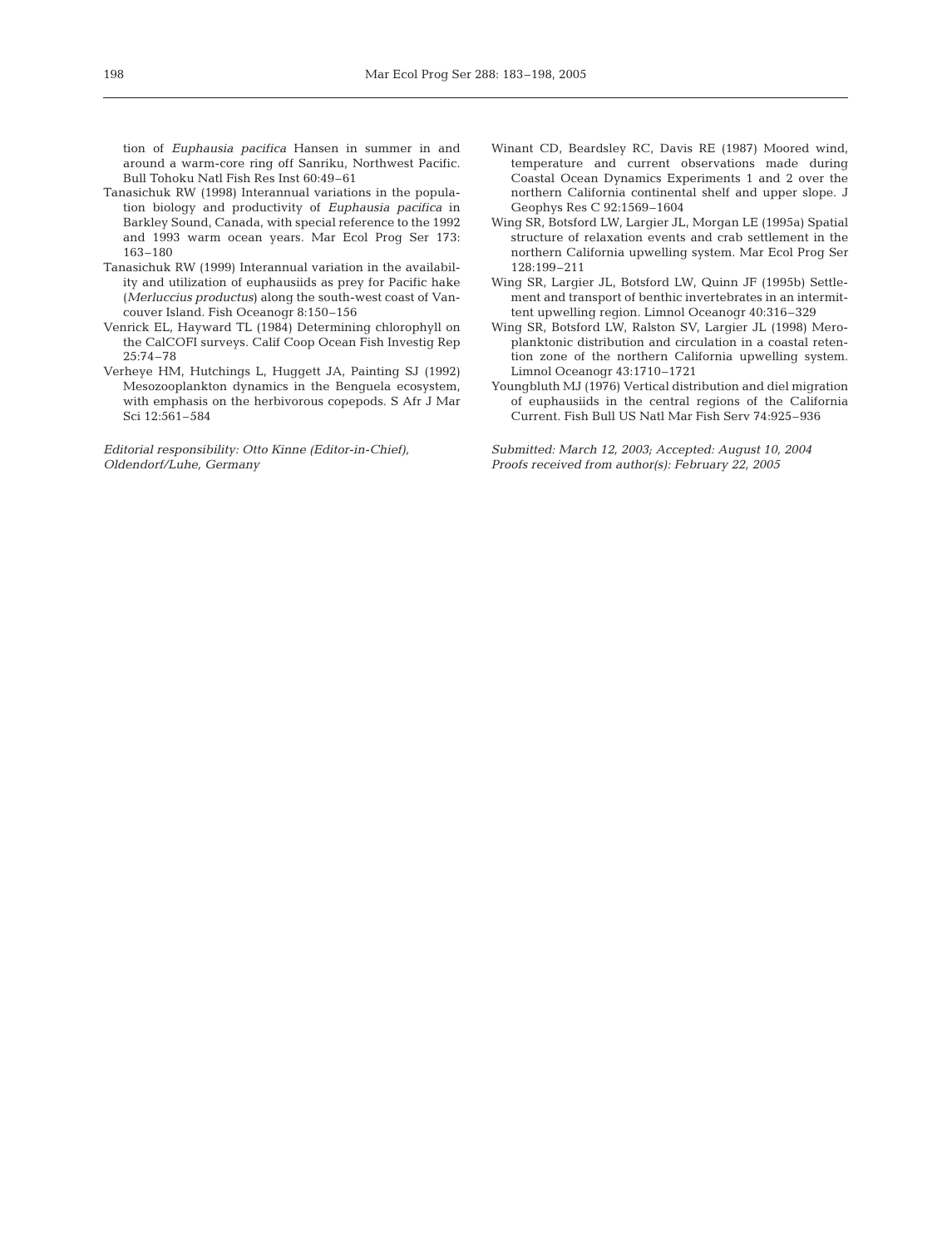tion of *Euphausia pacifica* Hansen in summer in and around a warm-core ring off Sanriku, Northwest Pacific. Bull Tohoku Natl Fish Res Inst 60:49–61

Tanasichuk RW (1998) Interannual variations in the population biology and productivity of *Euphausia pacifica* in Barkley Sound, Canada, with special reference to the 1992 and 1993 warm ocean years. Mar Ecol Prog Ser 173: 163–180

Tanasichuk RW (1999) Interannual variation in the availability and utilization of euphausiids as prey for Pacific hake (*Merluccius productus*) along the south-west coast of Vancouver Island. Fish Oceanogr 8:150–156

Venrick EL, Hayward TL (1984) Determining chlorophyll on the CalCOFI surveys. Calif Coop Ocean Fish Investig Rep 25:74–78

Verheye HM, Hutchings L, Huggett JA, Painting SJ (1992) Mesozooplankton dynamics in the Benguela ecosystem, with emphasis on the herbivorous copepods. S Afr J Mar Sci 12:561–584

Winant CD, Beardsley RC, Davis RE (1987) Moored wind, temperature and current observations made during Coastal Ocean Dynamics Experiments 1 and 2 over the northern California continental shelf and upper slope. J Geophys Res C 92:1569–1604

Wing SR, Botsford LW, Largier JL, Morgan LE (1995a) Spatial structure of relaxation events and crab settlement in the northern California upwelling system. Mar Ecol Prog Ser 128:199–211

Wing SR, Largier JL, Botsford LW, Quinn JF (1995b) Settlement and transport of benthic invertebrates in an intermittent upwelling region. Limnol Oceanogr 40:316–329

Wing SR, Botsford LW, Ralston SV, Largier JL (1998) Meroplanktonic distribution and circulation in a coastal retention zone of the northern California upwelling system. Limnol Oceanogr 43:1710–1721

Youngbluth MJ (1976) Vertical distribution and diel migration of euphausiids in the central regions of the California Current. Fish Bull US Natl Mar Fish Serv 74:925–936

*Editorial responsibility: Otto Kinne (Editor-in-Chief), Oldendorf/Luhe, Germany*

*Submitted: March 12, 2003; Accepted: August 10, 2004*
*Proofs received from author(s): February 22, 2005*